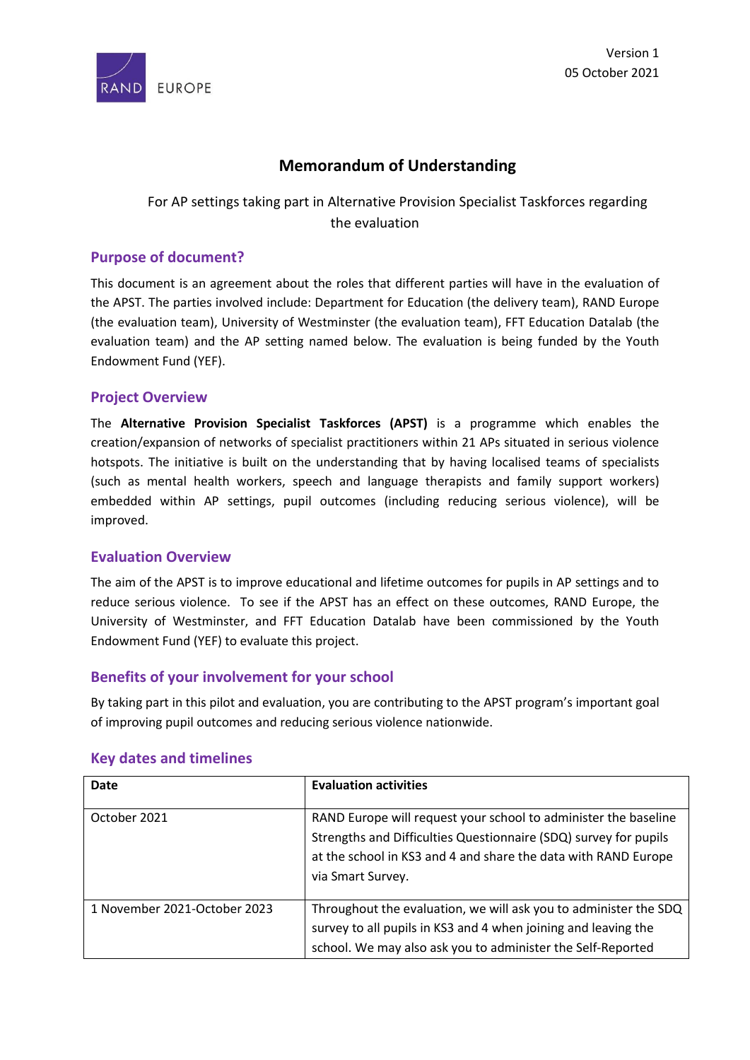Version 1
05 October 2021

# Memorandum of Understanding

For AP settings taking part in Alternative Provision Specialist Taskforces regarding the evaluation

## Purpose of document?

This document is an agreement about the roles that different parties will have in the evaluation of the APST. The parties involved include: Department for Education (the delivery team), RAND Europe (the evaluation team), University of Westminster (the evaluation team), FFT Education Datalab (the evaluation team) and the AP setting named below. The evaluation is being funded by the Youth Endowment Fund (YEF).

## Project Overview

The **Alternative Provision Specialist Taskforces (APST)** is a programme which enables the creation/expansion of networks of specialist practitioners within 21 APs situated in serious violence hotspots. The initiative is built on the understanding that by having localised teams of specialists (such as mental health workers, speech and language therapists and family support workers) embedded within AP settings, pupil outcomes (including reducing serious violence), will be improved.

## Evaluation Overview

The aim of the APST is to improve educational and lifetime outcomes for pupils in AP settings and to reduce serious violence. To see if the APST has an effect on these outcomes, RAND Europe, the University of Westminster, and FFT Education Datalab have been commissioned by the Youth Endowment Fund (YEF) to evaluate this project.

## Benefits of your involvement for your school

By taking part in this pilot and evaluation, you are contributing to the APST program's important goal of improving pupil outcomes and reducing serious violence nationwide.

## Key dates and timelines

| Date | Evaluation activities |
|---|---|
| October 2021 | RAND Europe will request your school to administer the baseline Strengths and Difficulties Questionnaire (SDQ) survey for pupils at the school in KS3 and 4 and share the data with RAND Europe via Smart Survey. |
| 1 November 2021-October 2023 | Throughout the evaluation, we will ask you to administer the SDQ survey to all pupils in KS3 and 4 when joining and leaving the school. We may also ask you to administer the Self-Reported |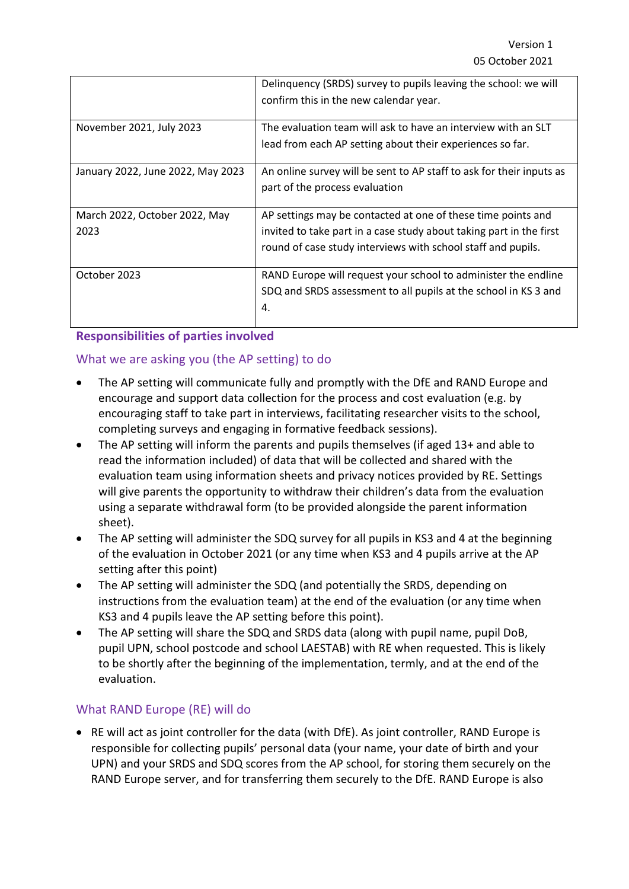| | |
|---|---|
| | Delinquency (SRDS) survey to pupils leaving the school: we will confirm this in the new calendar year. |
| November 2021, July 2023 | The evaluation team will ask to have an interview with an SLT lead from each AP setting about their experiences so far. |
| January 2022, June 2022, May 2023 | An online survey will be sent to AP staff to ask for their inputs as part of the process evaluation |
| March 2022, October 2022, May 2023 | AP settings may be contacted at one of these time points and invited to take part in a case study about taking part in the first round of case study interviews with school staff and pupils. |
| October 2023 | RAND Europe will request your school to administer the endline SDQ and SRDS assessment to all pupils at the school in KS 3 and 4. |

## Responsibilities of parties involved

### What we are asking you (the AP setting) to do

- The AP setting will communicate fully and promptly with the DfE and RAND Europe and encourage and support data collection for the process and cost evaluation (e.g. by encouraging staff to take part in interviews, facilitating researcher visits to the school, completing surveys and engaging in formative feedback sessions).
- The AP setting will inform the parents and pupils themselves (if aged 13+ and able to read the information included) of data that will be collected and shared with the evaluation team using information sheets and privacy notices provided by RE. Settings will give parents the opportunity to withdraw their children's data from the evaluation using a separate withdrawal form (to be provided alongside the parent information sheet).
- The AP setting will administer the SDQ survey for all pupils in KS3 and 4 at the beginning of the evaluation in October 2021 (or any time when KS3 and 4 pupils arrive at the AP setting after this point)
- The AP setting will administer the SDQ (and potentially the SRDS, depending on instructions from the evaluation team) at the end of the evaluation (or any time when KS3 and 4 pupils leave the AP setting before this point).
- The AP setting will share the SDQ and SRDS data (along with pupil name, pupil DoB, pupil UPN, school postcode and school LAESTAB) with RE when requested. This is likely to be shortly after the beginning of the implementation, termly, and at the end of the evaluation.

### What RAND Europe (RE) will do

- RE will act as joint controller for the data (with DfE). As joint controller, RAND Europe is responsible for collecting pupils' personal data (your name, your date of birth and your UPN) and your SRDS and SDQ scores from the AP school, for storing them securely on the RAND Europe server, and for transferring them securely to the DfE. RAND Europe is also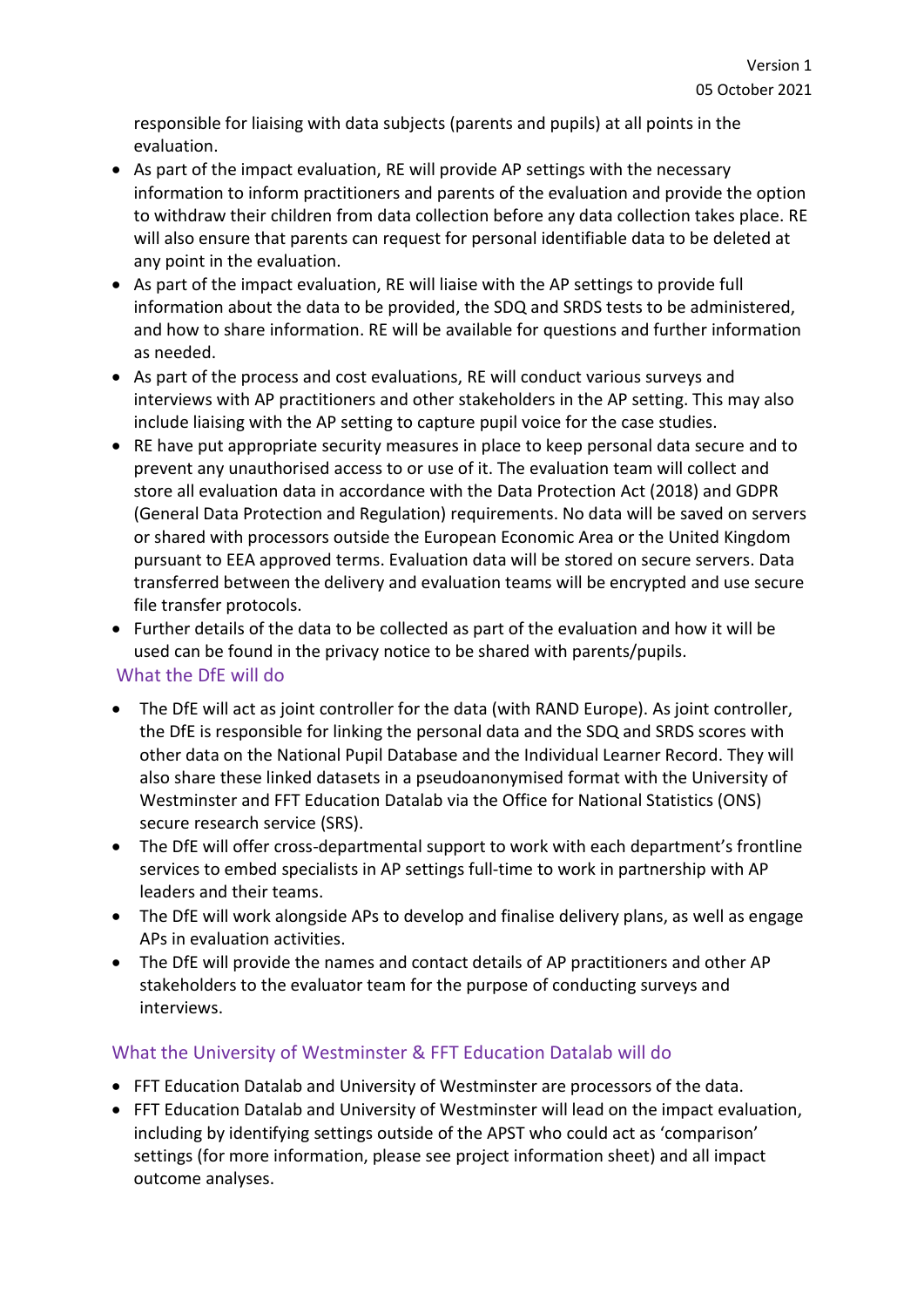responsible for liaising with data subjects (parents and pupils) at all points in the evaluation.

- As part of the impact evaluation, RE will provide AP settings with the necessary information to inform practitioners and parents of the evaluation and provide the option to withdraw their children from data collection before any data collection takes place. RE will also ensure that parents can request for personal identifiable data to be deleted at any point in the evaluation.
- As part of the impact evaluation, RE will liaise with the AP settings to provide full information about the data to be provided, the SDQ and SRDS tests to be administered, and how to share information. RE will be available for questions and further information as needed.
- As part of the process and cost evaluations, RE will conduct various surveys and interviews with AP practitioners and other stakeholders in the AP setting. This may also include liaising with the AP setting to capture pupil voice for the case studies.
- RE have put appropriate security measures in place to keep personal data secure and to prevent any unauthorised access to or use of it. The evaluation team will collect and store all evaluation data in accordance with the Data Protection Act (2018) and GDPR (General Data Protection and Regulation) requirements. No data will be saved on servers or shared with processors outside the European Economic Area or the United Kingdom pursuant to EEA approved terms. Evaluation data will be stored on secure servers. Data transferred between the delivery and evaluation teams will be encrypted and use secure file transfer protocols.
- Further details of the data to be collected as part of the evaluation and how it will be used can be found in the privacy notice to be shared with parents/pupils.

## What the DfE will do

- The DfE will act as joint controller for the data (with RAND Europe). As joint controller, the DfE is responsible for linking the personal data and the SDQ and SRDS scores with other data on the National Pupil Database and the Individual Learner Record. They will also share these linked datasets in a pseudoanonymised format with the University of Westminster and FFT Education Datalab via the Office for National Statistics (ONS) secure research service (SRS).
- The DfE will offer cross-departmental support to work with each department's frontline services to embed specialists in AP settings full-time to work in partnership with AP leaders and their teams.
- The DfE will work alongside APs to develop and finalise delivery plans, as well as engage APs in evaluation activities.
- The DfE will provide the names and contact details of AP practitioners and other AP stakeholders to the evaluator team for the purpose of conducting surveys and interviews.

## What the University of Westminster & FFT Education Datalab will do

- FFT Education Datalab and University of Westminster are processors of the data.
- FFT Education Datalab and University of Westminster will lead on the impact evaluation, including by identifying settings outside of the APST who could act as 'comparison' settings (for more information, please see project information sheet) and all impact outcome analyses.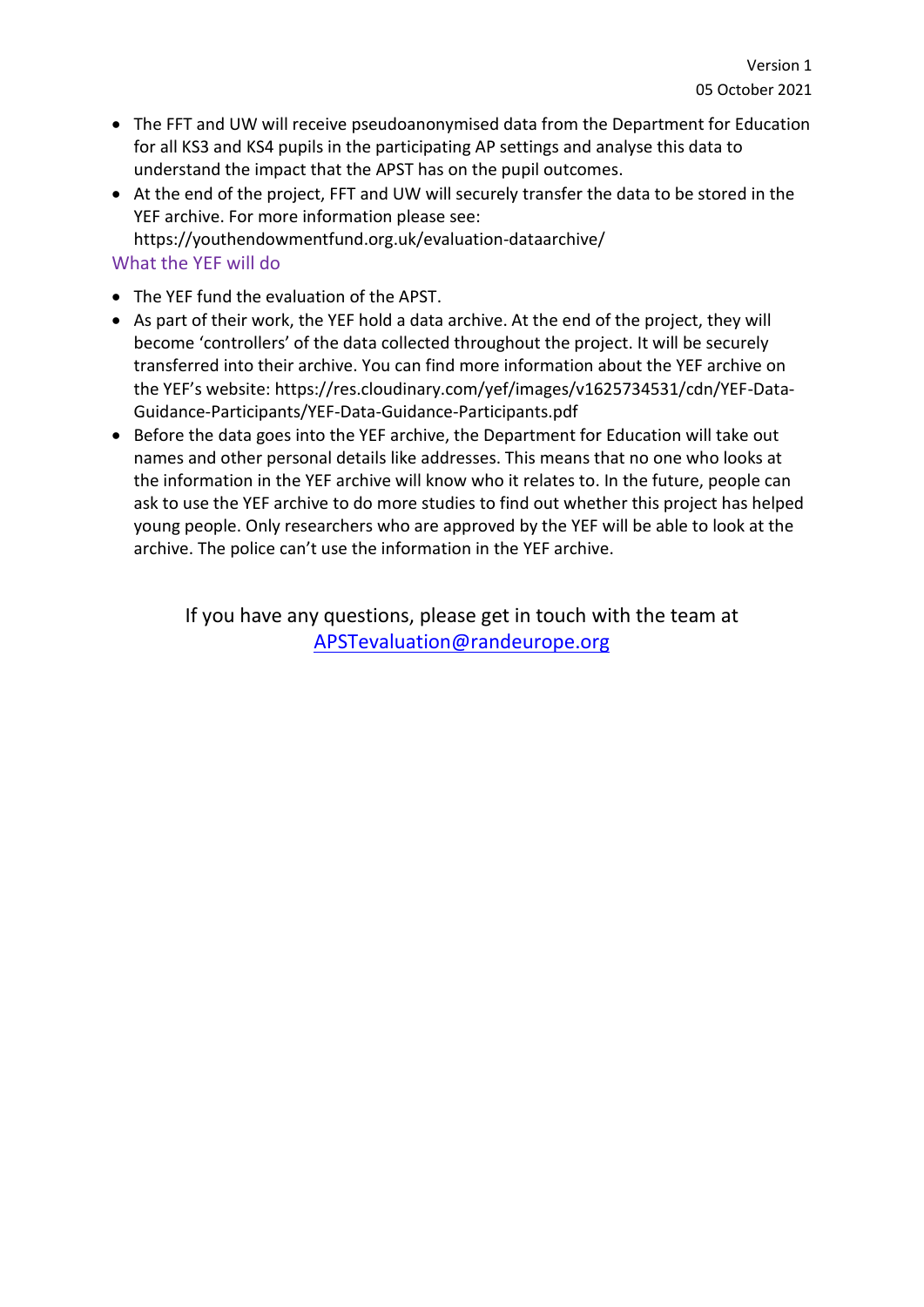- The FFT and UW will receive pseudoanonymised data from the Department for Education for all KS3 and KS4 pupils in the participating AP settings and analyse this data to understand the impact that the APST has on the pupil outcomes.
- At the end of the project, FFT and UW will securely transfer the data to be stored in the YEF archive. For more information please see: https://youthendowmentfund.org.uk/evaluation-dataarchive/

### What the YEF will do

- The YEF fund the evaluation of the APST.
- As part of their work, the YEF hold a data archive. At the end of the project, they will become 'controllers' of the data collected throughout the project. It will be securely transferred into their archive. You can find more information about the YEF archive on the YEF's website: https://res.cloudinary.com/yef/images/v1625734531/cdn/YEF-Data-Guidance-Participants/YEF-Data-Guidance-Participants.pdf
- Before the data goes into the YEF archive, the Department for Education will take out names and other personal details like addresses. This means that no one who looks at the information in the YEF archive will know who it relates to. In the future, people can ask to use the YEF archive to do more studies to find out whether this project has helped young people. Only researchers who are approved by the YEF will be able to look at the archive. The police can't use the information in the YEF archive.

If you have any questions, please get in touch with the team at [APSTevaluation@randeurope.org](mailto:APSTevaluation@randeurope.org)